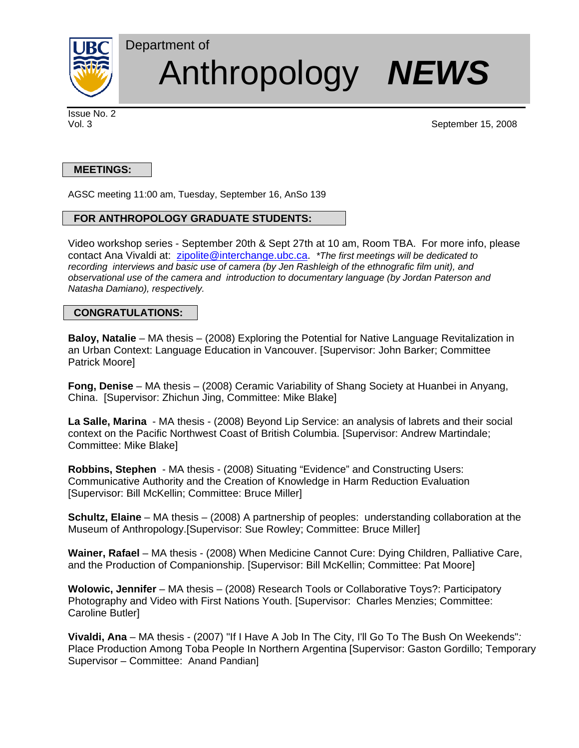# Department of Anthropology *NEWS*

Issue No. 2
Vol. 3

September 15, 2008

## MEETINGS:

AGSC meeting 11:00 am, Tuesday, September 16, AnSo 139

## FOR ANTHROPOLOGY GRADUATE STUDENTS:

Video workshop series - September 20th & Sept 27th at 10 am, Room TBA. For more info, please contact Ana Vivaldi at: zipolite@interchange.ubc.ca. *\*The first meetings will be dedicated to recording interviews and basic use of camera (by Jen Rashleigh of the ethnografic film unit), and observational use of the camera and introduction to documentary language (by Jordan Paterson and Natasha Damiano), respectively.*

## CONGRATULATIONS:

**Baloy, Natalie** – MA thesis – (2008) Exploring the Potential for Native Language Revitalization in an Urban Context: Language Education in Vancouver. [Supervisor: John Barker; Committee Patrick Moore]

**Fong, Denise** – MA thesis – (2008) Ceramic Variability of Shang Society at Huanbei in Anyang, China. [Supervisor: Zhichun Jing, Committee: Mike Blake]

**La Salle, Marina** - MA thesis - (2008) Beyond Lip Service: an analysis of labrets and their social context on the Pacific Northwest Coast of British Columbia. [Supervisor: Andrew Martindale; Committee: Mike Blake]

**Robbins, Stephen** - MA thesis - (2008) Situating "Evidence" and Constructing Users: Communicative Authority and the Creation of Knowledge in Harm Reduction Evaluation [Supervisor: Bill McKellin; Committee: Bruce Miller]

**Schultz, Elaine** – MA thesis – (2008) A partnership of peoples: understanding collaboration at the Museum of Anthropology.[Supervisor: Sue Rowley; Committee: Bruce Miller]

**Wainer, Rafael** – MA thesis - (2008) When Medicine Cannot Cure: Dying Children, Palliative Care, and the Production of Companionship. [Supervisor: Bill McKellin; Committee: Pat Moore]

**Wolowic, Jennifer** – MA thesis – (2008) Research Tools or Collaborative Toys?: Participatory Photography and Video with First Nations Youth. [Supervisor: Charles Menzies; Committee: Caroline Butler]

**Vivaldi, Ana** – MA thesis - (2007) "If I Have A Job In The City, I'll Go To The Bush On Weekends"*:* Place Production Among Toba People In Northern Argentina [Supervisor: Gaston Gordillo; Temporary Supervisor – Committee: Anand Pandian]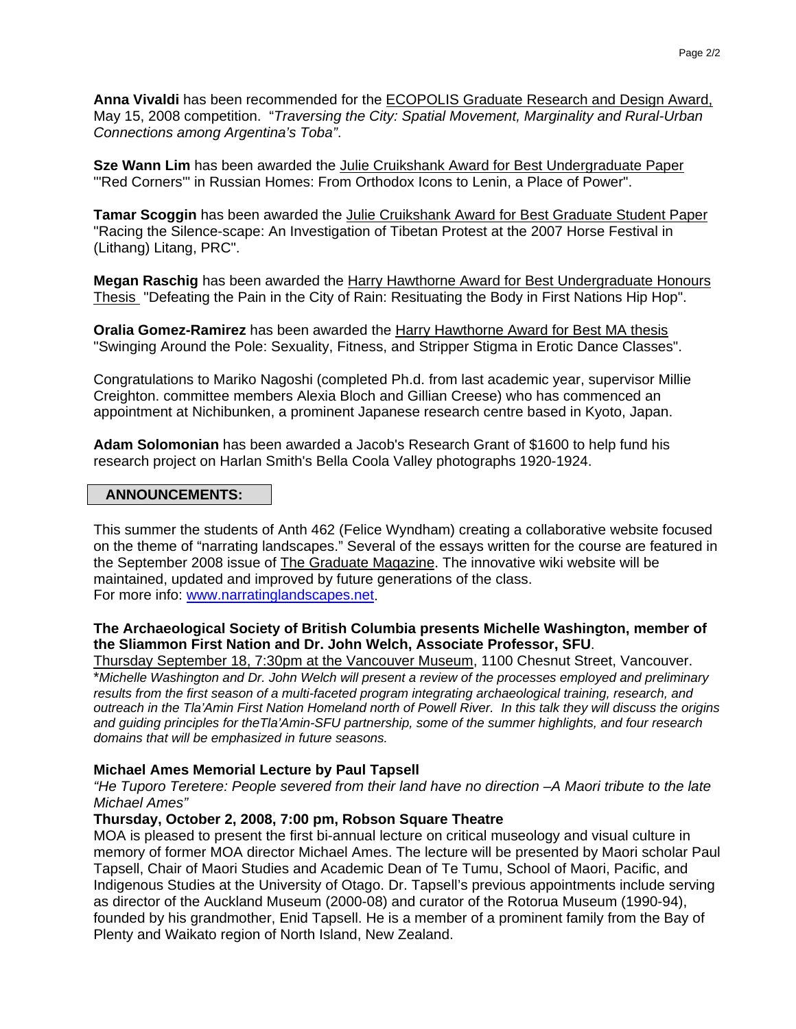**Anna Vivaldi** has been recommended for the ECOPOLIS Graduate Research and Design Award, May 15, 2008 competition. "*Traversing the City: Spatial Movement, Marginality and Rural-Urban Connections among Argentina's Toba"*.

**Sze Wann Lim** has been awarded the Julie Cruikshank Award for Best Undergraduate Paper "'Red Corners'" in Russian Homes: From Orthodox Icons to Lenin, a Place of Power".

**Tamar Scoggin** has been awarded the Julie Cruikshank Award for Best Graduate Student Paper "Racing the Silence-scape: An Investigation of Tibetan Protest at the 2007 Horse Festival in (Lithang) Litang, PRC".

**Megan Raschig** has been awarded the Harry Hawthorne Award for Best Undergraduate Honours Thesis "Defeating the Pain in the City of Rain: Resituating the Body in First Nations Hip Hop".

**Oralia Gomez-Ramirez** has been awarded the Harry Hawthorne Award for Best MA thesis "Swinging Around the Pole: Sexuality, Fitness, and Stripper Stigma in Erotic Dance Classes".

Congratulations to Mariko Nagoshi (completed Ph.d. from last academic year, supervisor Millie Creighton. committee members Alexia Bloch and Gillian Creese) who has commenced an appointment at Nichibunken, a prominent Japanese research centre based in Kyoto, Japan.

**Adam Solomonian** has been awarded a Jacob's Research Grant of $1600 to help fund his research project on Harlan Smith's Bella Coola Valley photographs 1920-1924.

## ANNOUNCEMENTS:

This summer the students of Anth 462 (Felice Wyndham) creating a collaborative website focused on the theme of "narrating landscapes." Several of the essays written for the course are featured in the September 2008 issue of The Graduate Magazine. The innovative wiki website will be maintained, updated and improved by future generations of the class.
For more info: www.narratinglandscapes.net.

**The Archaeological Society of British Columbia presents Michelle Washington, member of the Sliammon First Nation and Dr. John Welch, Associate Professor, SFU**.
Thursday September 18, 7:30pm at the Vancouver Museum, 1100 Chesnut Street, Vancouver.
**Michelle Washington and Dr. John Welch will present a review of the processes employed and preliminary results from the first season of a multi-faceted program integrating archaeological training, research, and outreach in the Tla'Amin First Nation Homeland north of Powell River. In this talk they will discuss the origins and guiding principles for theTla'Amin-SFU partnership, some of the summer highlights, and four research domains that will be emphasized in future seasons.*

**Michael Ames Memorial Lecture by Paul Tapsell**
*"He Tuporo Teretere: People severed from their land have no direction –A Maori tribute to the late Michael Ames"*
**Thursday, October 2, 2008, 7:00 pm, Robson Square Theatre**
MOA is pleased to present the first bi-annual lecture on critical museology and visual culture in memory of former MOA director Michael Ames. The lecture will be presented by Maori scholar Paul Tapsell, Chair of Maori Studies and Academic Dean of Te Tumu, School of Maori, Pacific, and Indigenous Studies at the University of Otago. Dr. Tapsell's previous appointments include serving as director of the Auckland Museum (2000-08) and curator of the Rotorua Museum (1990-94), founded by his grandmother, Enid Tapsell. He is a member of a prominent family from the Bay of Plenty and Waikato region of North Island, New Zealand.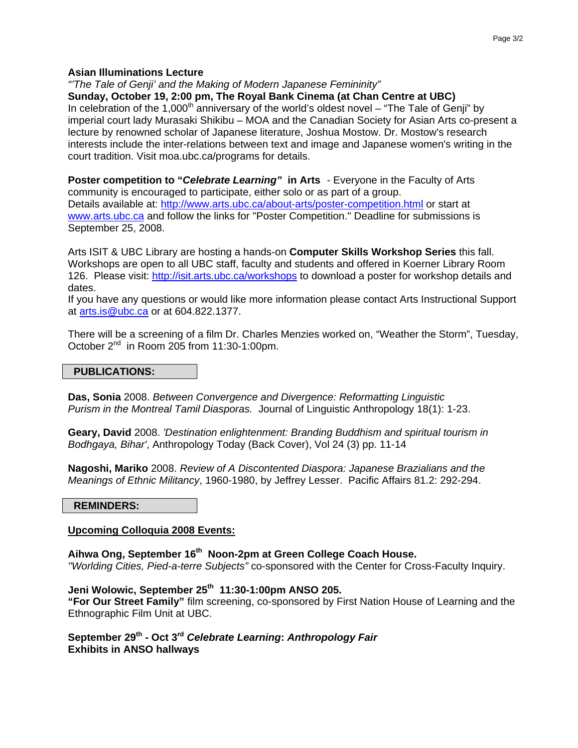**Asian Illuminations Lecture**

*"'The Tale of Genji' and the Making of Modern Japanese Femininity"*

**Sunday, October 19, 2:00 pm, The Royal Bank Cinema (at Chan Centre at UBC)**

In celebration of the 1,000th anniversary of the world's oldest novel – "The Tale of Genji" by imperial court lady Murasaki Shikibu – MOA and the Canadian Society for Asian Arts co-present a lecture by renowned scholar of Japanese literature, Joshua Mostow. Dr. Mostow's research interests include the inter-relations between text and image and Japanese women's writing in the court tradition. Visit moa.ubc.ca/programs for details.

**Poster competition to "*Celebrate Learning*" in Arts** - Everyone in the Faculty of Arts community is encouraged to participate, either solo or as part of a group. Details available at: http://www.arts.ubc.ca/about-arts/poster-competition.html or start at www.arts.ubc.ca and follow the links for "Poster Competition." Deadline for submissions is September 25, 2008.

Arts ISIT & UBC Library are hosting a hands-on **Computer Skills Workshop Series** this fall. Workshops are open to all UBC staff, faculty and students and offered in Koerner Library Room 126. Please visit: http://isit.arts.ubc.ca/workshops to download a poster for workshop details and dates.

If you have any questions or would like more information please contact Arts Instructional Support at arts.is@ubc.ca or at 604.822.1377.

There will be a screening of a film Dr. Charles Menzies worked on, "Weather the Storm", Tuesday, October 2nd in Room 205 from 11:30-1:00pm.

## PUBLICATIONS:

**Das, Sonia** 2008. *Between Convergence and Divergence: Reformatting Linguistic Purism in the Montreal Tamil Diasporas.* Journal of Linguistic Anthropology 18(1): 1-23.

**Geary, David** 2008. *'Destination enlightenment: Branding Buddhism and spiritual tourism in Bodhgaya, Bihar'*, Anthropology Today (Back Cover), Vol 24 (3) pp. 11-14

**Nagoshi, Mariko** 2008. *Review of A Discontented Diaspora: Japanese Brazialians and the Meanings of Ethnic Militancy*, 1960-1980, by Jeffrey Lesser. Pacific Affairs 81.2: 292-294.

## REMINDERS:

### Upcoming Colloquia 2008 Events:

**Aihwa Ong, September 16th Noon-2pm at Green College Coach House.**
*"Worlding Cities, Pied-a-terre Subjects"* co-sponsored with the Center for Cross-Faculty Inquiry.

**Jeni Wolowic, September 25th 11:30-1:00pm ANSO 205.**
**"For Our Street Family"** film screening, co-sponsored by First Nation House of Learning and the Ethnographic Film Unit at UBC.

**September 29th - Oct 3rd *Celebrate Learning*: *Anthropology Fair***
**Exhibits in ANSO hallways**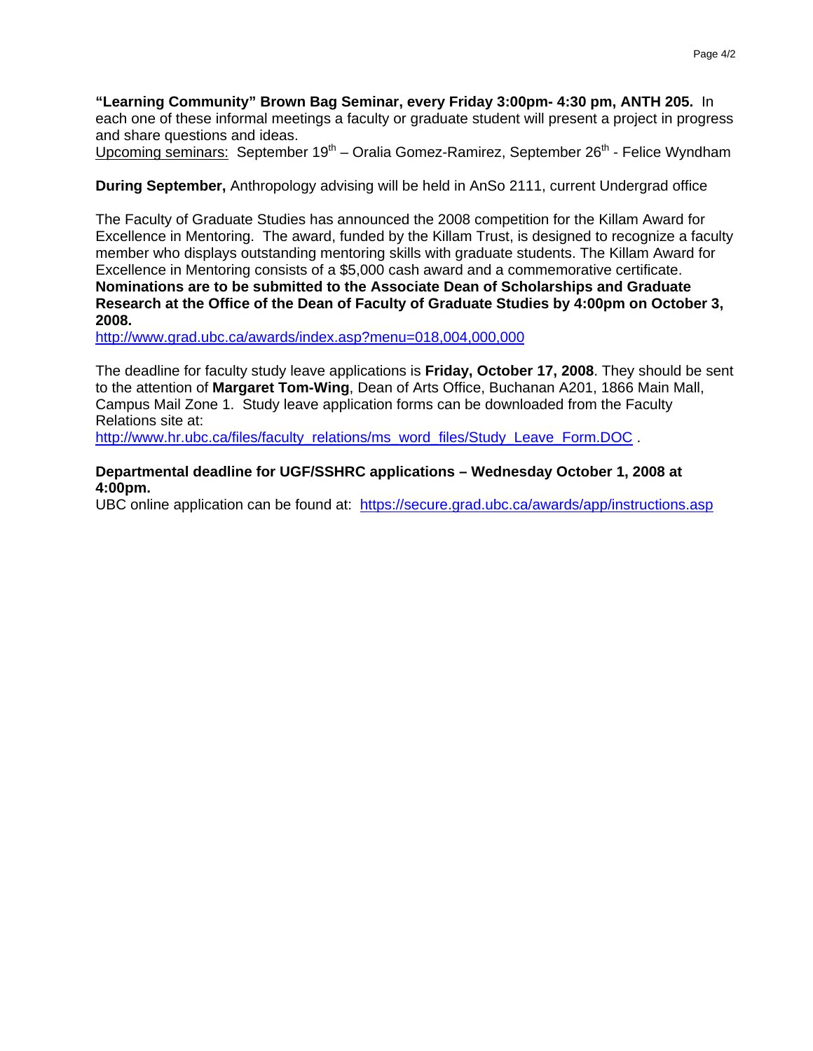**"Learning Community" Brown Bag Seminar, every Friday 3:00pm- 4:30 pm, ANTH 205.** In each one of these informal meetings a faculty or graduate student will present a project in progress and share questions and ideas.

Upcoming seminars: September 19th – Oralia Gomez-Ramirez, September 26th - Felice Wyndham

**During September,** Anthropology advising will be held in AnSo 2111, current Undergrad office

The Faculty of Graduate Studies has announced the 2008 competition for the Killam Award for Excellence in Mentoring. The award, funded by the Killam Trust, is designed to recognize a faculty member who displays outstanding mentoring skills with graduate students. The Killam Award for Excellence in Mentoring consists of a $5,000 cash award and a commemorative certificate. **Nominations are to be submitted to the Associate Dean of Scholarships and Graduate Research at the Office of the Dean of Faculty of Graduate Studies by 4:00pm on October 3, 2008.**

http://www.grad.ubc.ca/awards/index.asp?menu=018,004,000,000

The deadline for faculty study leave applications is **Friday, October 17, 2008**. They should be sent to the attention of **Margaret Tom-Wing**, Dean of Arts Office, Buchanan A201, 1866 Main Mall, Campus Mail Zone 1. Study leave application forms can be downloaded from the Faculty Relations site at:

http://www.hr.ubc.ca/files/faculty_relations/ms_word_files/Study_Leave_Form.DOC .

**Departmental deadline for UGF/SSHRC applications – Wednesday October 1, 2008 at 4:00pm.**

UBC online application can be found at: https://secure.grad.ubc.ca/awards/app/instructions.asp